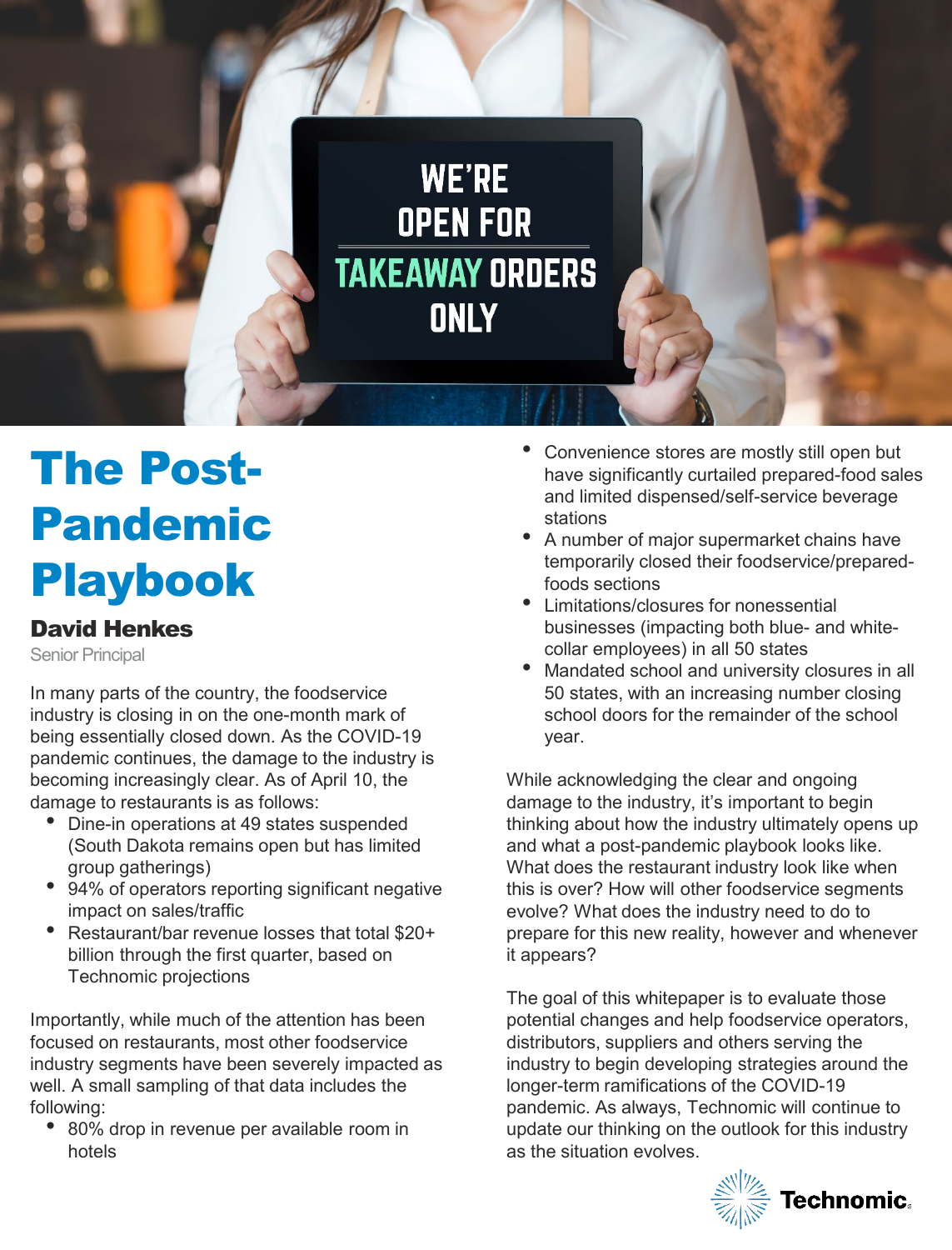# The Post-Pandemic Playbook

**David Henkes**

Senior Principal

In many parts of the country, the foodservice industry is closing in on the one-month mark of being essentially closed down. As the COVID-19 pandemic continues, the damage to the industry is becoming increasingly clear. As of April 10, the damage to restaurants is as follows:

- Dine-in operations at 49 states suspended (South Dakota remains open but has limited group gatherings)
- 94% of operators reporting significant negative impact on sales/traffic
- Restaurant/bar revenue losses that total $20+ billion through the first quarter, based on Technomic projections

Importantly, while much of the attention has been focused on restaurants, most other foodservice industry segments have been severely impacted as well. A small sampling of that data includes the following:

- 80% drop in revenue per available room in hotels
- Convenience stores are mostly still open but have significantly curtailed prepared-food sales and limited dispensed/self-service beverage stations
- A number of major supermarket chains have temporarily closed their foodservice/prepared-foods sections
- Limitations/closures for nonessential businesses (impacting both blue- and white-collar employees) in all 50 states
- Mandated school and university closures in all 50 states, with an increasing number closing school doors for the remainder of the school year.

While acknowledging the clear and ongoing damage to the industry, it's important to begin thinking about how the industry ultimately opens up and what a post-pandemic playbook looks like. What does the restaurant industry look like when this is over? How will other foodservice segments evolve? What does the industry need to do to prepare for this new reality, however and whenever it appears?

The goal of this whitepaper is to evaluate those potential changes and help foodservice operators, distributors, suppliers and others serving the industry to begin developing strategies around the longer-term ramifications of the COVID-19 pandemic. As always, Technomic will continue to update our thinking on the outlook for this industry as the situation evolves.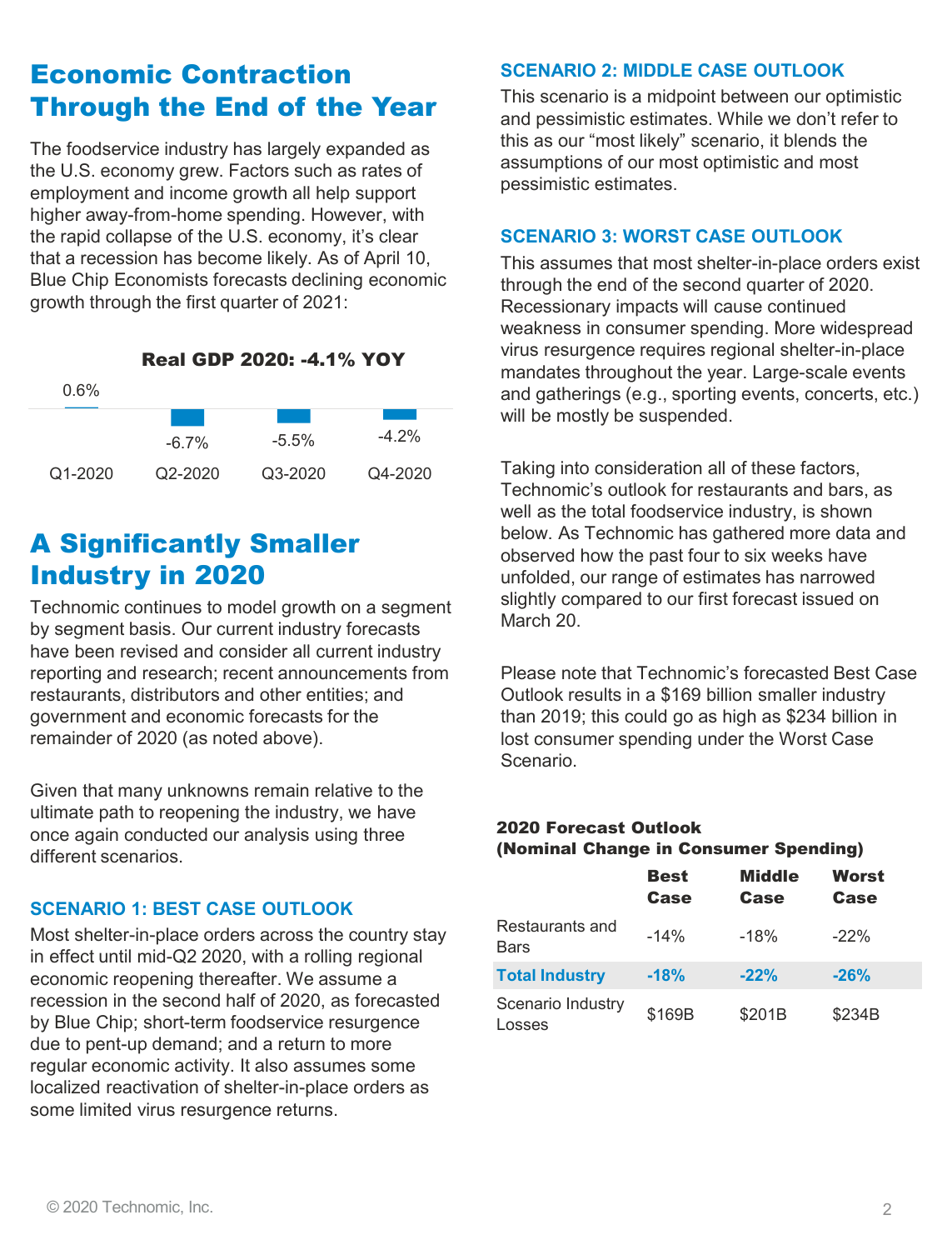## Economic Contraction Through the End of the Year

The foodservice industry has largely expanded as the U.S. economy grew. Factors such as rates of employment and income growth all help support higher away-from-home spending. However, with the rapid collapse of the U.S. economy, it's clear that a recession has become likely. As of April 10, Blue Chip Economists forecasts declining economic growth through the first quarter of 2021:

**Real GDP 2020: -4.1% YOY**

| Q1-2020 | Q2-2020 | Q3-2020 | Q4-2020 |
| --- | --- | --- | --- |
| 0.6% | -6.7% | -5.5% | -4.2% |

## A Significantly Smaller Industry in 2020

Technomic continues to model growth on a segment by segment basis. Our current industry forecasts have been revised and consider all current industry reporting and research; recent announcements from restaurants, distributors and other entities; and government and economic forecasts for the remainder of 2020 (as noted above).

Given that many unknowns remain relative to the ultimate path to reopening the industry, we have once again conducted our analysis using three different scenarios.

### SCENARIO 1: BEST CASE OUTLOOK

Most shelter-in-place orders across the country stay in effect until mid-Q2 2020, with a rolling regional economic reopening thereafter. We assume a recession in the second half of 2020, as forecasted by Blue Chip; short-term foodservice resurgence due to pent-up demand; and a return to more regular economic activity. It also assumes some localized reactivation of shelter-in-place orders as some limited virus resurgence returns.

### SCENARIO 2: MIDDLE CASE OUTLOOK

This scenario is a midpoint between our optimistic and pessimistic estimates. While we don't refer to this as our "most likely" scenario, it blends the assumptions of our most optimistic and most pessimistic estimates.

### SCENARIO 3: WORST CASE OUTLOOK

This assumes that most shelter-in-place orders exist through the end of the second quarter of 2020. Recessionary impacts will cause continued weakness in consumer spending. More widespread virus resurgence requires regional shelter-in-place mandates throughout the year. Large-scale events and gatherings (e.g., sporting events, concerts, etc.) will be mostly be suspended.

Taking into consideration all of these factors, Technomic's outlook for restaurants and bars, as well as the total foodservice industry, is shown below. As Technomic has gathered more data and observed how the past four to six weeks have unfolded, our range of estimates has narrowed slightly compared to our first forecast issued on March 20.

Please note that Technomic's forecasted Best Case Outlook results in a $169 billion smaller industry than 2019; this could go as high as $234 billion in lost consumer spending under the Worst Case Scenario.

**2020 Forecast Outlook (Nominal Change in Consumer Spending)**

| | Best Case | Middle Case | Worst Case |
| --- | --- | --- | --- |
| Restaurants and Bars | -14% | -18% | -22% |
| **Total Industry** | **-18%** | **-22%** | **-26%** |
| Scenario Industry Losses | $169B | $201B | $234B |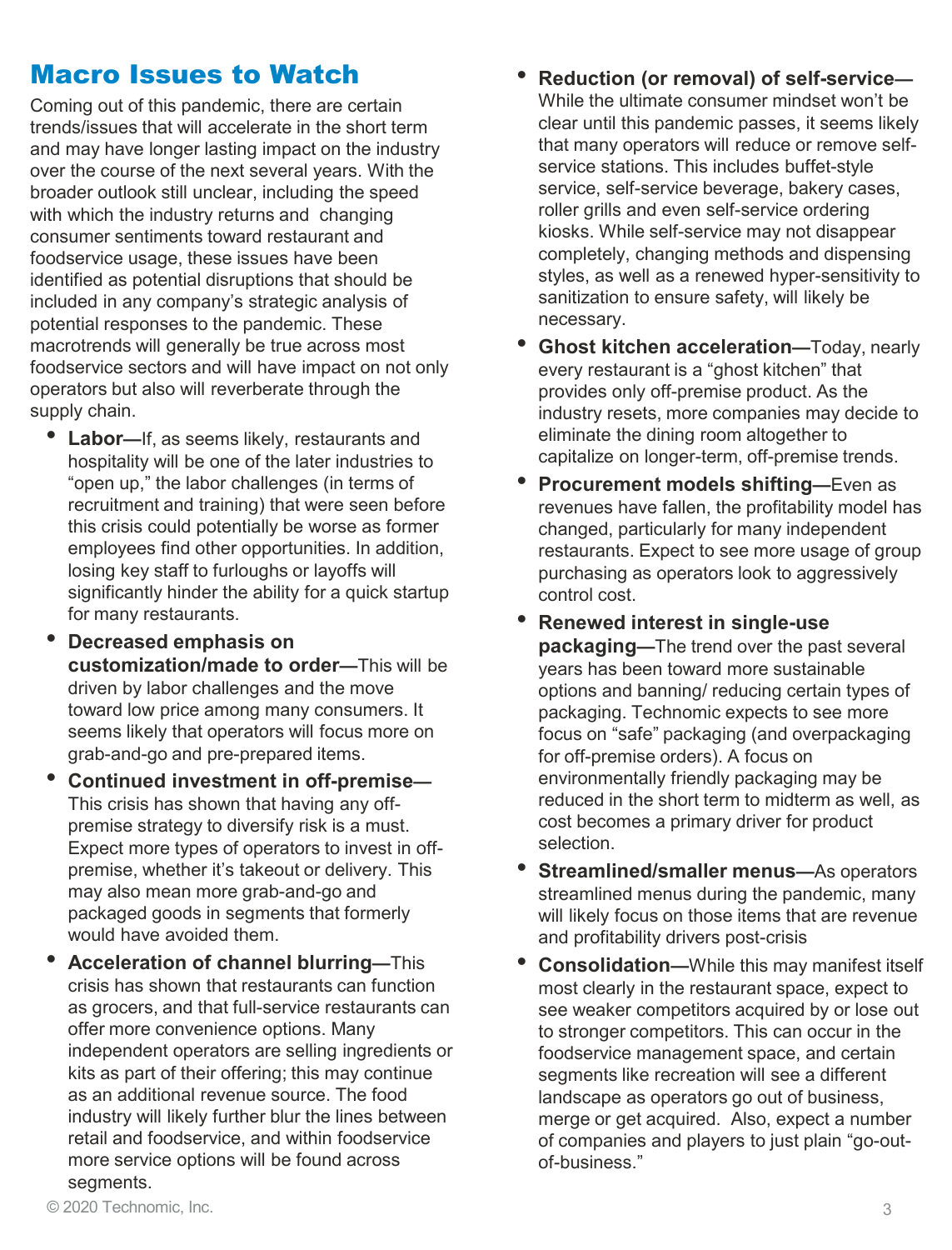## Macro Issues to Watch

Coming out of this pandemic, there are certain trends/issues that will accelerate in the short term and may have longer lasting impact on the industry over the course of the next several years. With the broader outlook still unclear, including the speed with which the industry returns and changing consumer sentiments toward restaurant and foodservice usage, these issues have been identified as potential disruptions that should be included in any company's strategic analysis of potential responses to the pandemic. These macrotrends will generally be true across most foodservice sectors and will have impact on not only operators but also will reverberate through the supply chain.

- **Labor—**If, as seems likely, restaurants and hospitality will be one of the later industries to "open up," the labor challenges (in terms of recruitment and training) that were seen before this crisis could potentially be worse as former employees find other opportunities. In addition, losing key staff to furloughs or layoffs will significantly hinder the ability for a quick startup for many restaurants.
- **Decreased emphasis on customization/made to order—**This will be driven by labor challenges and the move toward low price among many consumers. It seems likely that operators will focus more on grab-and-go and pre-prepared items.
- **Continued investment in off-premise—**This crisis has shown that having any off-premise strategy to diversify risk is a must. Expect more types of operators to invest in off-premise, whether it's takeout or delivery. This may also mean more grab-and-go and packaged goods in segments that formerly would have avoided them.
- **Acceleration of channel blurring—**This crisis has shown that restaurants can function as grocers, and that full-service restaurants can offer more convenience options. Many independent operators are selling ingredients or kits as part of their offering; this may continue as an additional revenue source. The food industry will likely further blur the lines between retail and foodservice, and within foodservice more service options will be found across segments.
- **Reduction (or removal) of self-service—**While the ultimate consumer mindset won't be clear until this pandemic passes, it seems likely that many operators will reduce or remove self-service stations. This includes buffet-style service, self-service beverage, bakery cases, roller grills and even self-service ordering kiosks. While self-service may not disappear completely, changing methods and dispensing styles, as well as a renewed hyper-sensitivity to sanitization to ensure safety, will likely be necessary.
- **Ghost kitchen acceleration—**Today, nearly every restaurant is a "ghost kitchen" that provides only off-premise product. As the industry resets, more companies may decide to eliminate the dining room altogether to capitalize on longer-term, off-premise trends.
- **Procurement models shifting—**Even as revenues have fallen, the profitability model has changed, particularly for many independent restaurants. Expect to see more usage of group purchasing as operators look to aggressively control cost.
- **Renewed interest in single-use packaging—**The trend over the past several years has been toward more sustainable options and banning/ reducing certain types of packaging. Technomic expects to see more focus on "safe" packaging (and overpackaging for off-premise orders). A focus on environmentally friendly packaging may be reduced in the short term to midterm as well, as cost becomes a primary driver for product selection.
- **Streamlined/smaller menus—**As operators streamlined menus during the pandemic, many will likely focus on those items that are revenue and profitability drivers post-crisis
- **Consolidation—**While this may manifest itself most clearly in the restaurant space, expect to see weaker competitors acquired by or lose out to stronger competitors. This can occur in the foodservice management space, and certain segments like recreation will see a different landscape as operators go out of business, merge or get acquired. Also, expect a number of companies and players to just plain "go-out-of-business."

© 2020 Technomic, Inc.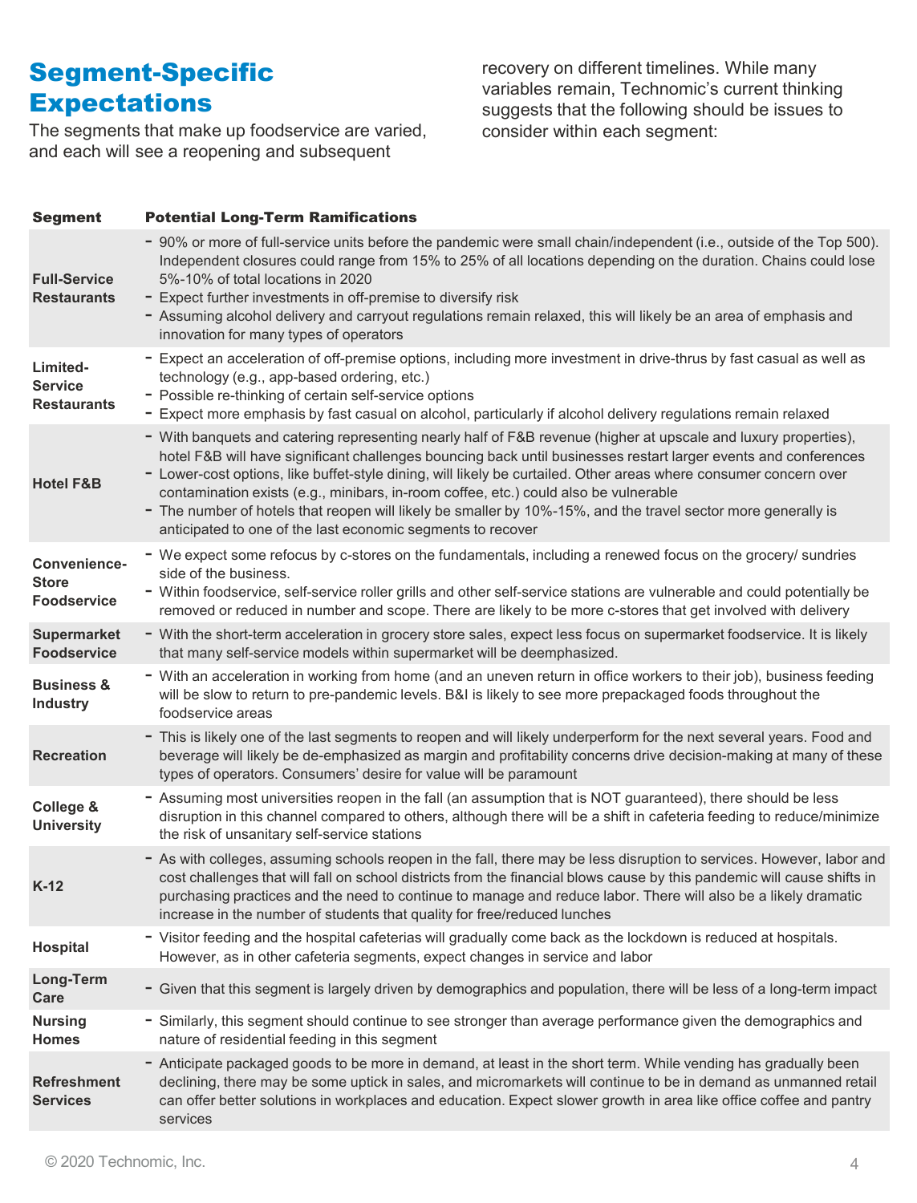## Segment-Specific Expectations

The segments that make up foodservice are varied, and each will see a reopening and subsequent recovery on different timelines. While many variables remain, Technomic's current thinking suggests that the following should be issues to consider within each segment:

| Segment | Potential Long-Term Ramifications |
|---|---|
| Full-Service Restaurants | - 90% or more of full-service units before the pandemic were small chain/independent (i.e., outside of the Top 500). Independent closures could range from 15% to 25% of all locations depending on the duration. Chains could lose 5%-10% of total locations in 2020<br>- Expect further investments in off-premise to diversify risk<br>- Assuming alcohol delivery and carryout regulations remain relaxed, this will likely be an area of emphasis and innovation for many types of operators |
| Limited-Service Restaurants | - Expect an acceleration of off-premise options, including more investment in drive-thrus by fast casual as well as technology (e.g., app-based ordering, etc.)<br>- Possible re-thinking of certain self-service options<br>- Expect more emphasis by fast casual on alcohol, particularly if alcohol delivery regulations remain relaxed |
| Hotel F&B | - With banquets and catering representing nearly half of F&B revenue (higher at upscale and luxury properties), hotel F&B will have significant challenges bouncing back until businesses restart larger events and conferences<br>- Lower-cost options, like buffet-style dining, will likely be curtailed. Other areas where consumer concern over contamination exists (e.g., minibars, in-room coffee, etc.) could also be vulnerable<br>- The number of hotels that reopen will likely be smaller by 10%-15%, and the travel sector more generally is anticipated to one of the last economic segments to recover |
| Convenience-Store Foodservice | - We expect some refocus by c-stores on the fundamentals, including a renewed focus on the grocery/ sundries side of the business.<br>- Within foodservice, self-service roller grills and other self-service stations are vulnerable and could potentially be removed or reduced in number and scope. There are likely to be more c-stores that get involved with delivery |
| Supermarket Foodservice | - With the short-term acceleration in grocery store sales, expect less focus on supermarket foodservice. It is likely that many self-service models within supermarket will be deemphasized. |
| Business & Industry | - With an acceleration in working from home (and an uneven return in office workers to their job), business feeding will be slow to return to pre-pandemic levels. B&I is likely to see more prepackaged foods throughout the foodservice areas |
| Recreation | - This is likely one of the last segments to reopen and will likely underperform for the next several years. Food and beverage will likely be de-emphasized as margin and profitability concerns drive decision-making at many of these types of operators. Consumers' desire for value will be paramount |
| College & University | - Assuming most universities reopen in the fall (an assumption that is NOT guaranteed), there should be less disruption in this channel compared to others, although there will be a shift in cafeteria feeding to reduce/minimize the risk of unsanitary self-service stations |
| K-12 | - As with colleges, assuming schools reopen in the fall, there may be less disruption to services. However, labor and cost challenges that will fall on school districts from the financial blows cause by this pandemic will cause shifts in purchasing practices and the need to continue to manage and reduce labor. There will also be a likely dramatic increase in the number of students that quality for free/reduced lunches |
| Hospital | - Visitor feeding and the hospital cafeterias will gradually come back as the lockdown is reduced at hospitals. However, as in other cafeteria segments, expect changes in service and labor |
| Long-Term Care | - Given that this segment is largely driven by demographics and population, there will be less of a long-term impact |
| Nursing Homes | - Similarly, this segment should continue to see stronger than average performance given the demographics and nature of residential feeding in this segment |
| Refreshment Services | - Anticipate packaged goods to be more in demand, at least in the short term. While vending has gradually been declining, there may be some uptick in sales, and micromarkets will continue to be in demand as unmanned retail can offer better solutions in workplaces and education. Expect slower growth in area like office coffee and pantry services |

© 2020 Technomic, Inc.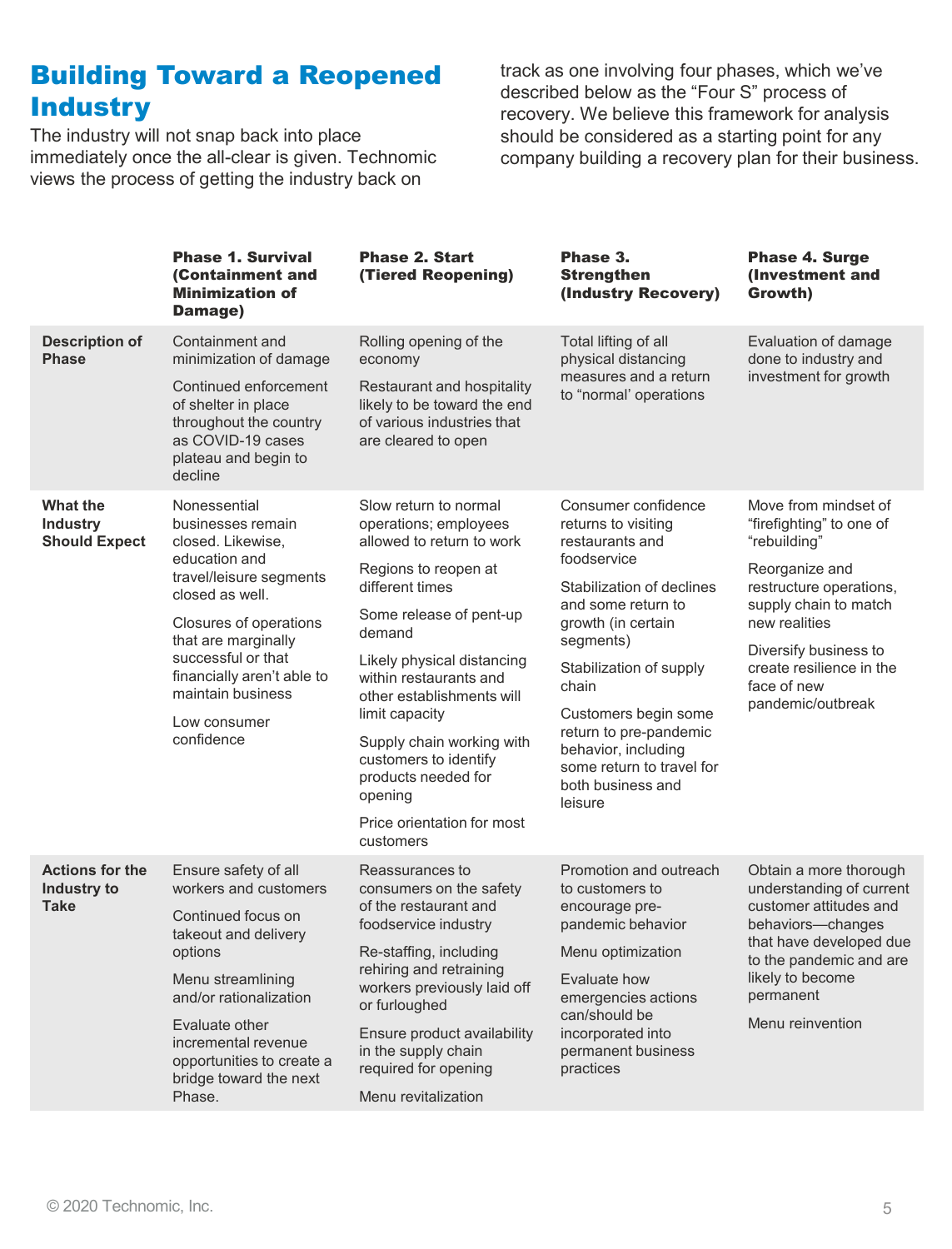# Building Toward a Reopened Industry

The industry will not snap back into place immediately once the all-clear is given. Technomic views the process of getting the industry back on track as one involving four phases, which we've described below as the "Four S" process of recovery. We believe this framework for analysis should be considered as a starting point for any company building a recovery plan for their business.

| | Phase 1. Survival (Containment and Minimization of Damage) | Phase 2. Start (Tiered Reopening) | Phase 3. Strengthen (Industry Recovery) | Phase 4. Surge (Investment and Growth) |
|---|---|---|---|---|
| **Description of Phase** | Containment and minimization of damage<br><br>Continued enforcement of shelter in place throughout the country as COVID-19 cases plateau and begin to decline | Rolling opening of the economy<br><br>Restaurant and hospitality likely to be toward the end of various industries that are cleared to open | Total lifting of all physical distancing measures and a return to "normal' operations | Evaluation of damage done to industry and investment for growth |
| **What the Industry Should Expect** | Nonessential businesses remain closed. Likewise, education and travel/leisure segments closed as well.<br><br>Closures of operations that are marginally successful or that financially aren't able to maintain business<br><br>Low consumer confidence | Slow return to normal operations; employees allowed to return to work<br><br>Regions to reopen at different times<br><br>Some release of pent-up demand<br><br>Likely physical distancing within restaurants and other establishments will limit capacity<br><br>Supply chain working with customers to identify products needed for opening<br><br>Price orientation for most customers | Consumer confidence returns to visiting restaurants and foodservice<br><br>Stabilization of declines and some return to growth (in certain segments)<br><br>Stabilization of supply chain<br><br>Customers begin some return to pre-pandemic behavior, including some return to travel for both business and leisure | Move from mindset of "firefighting" to one of "rebuilding"<br><br>Reorganize and restructure operations, supply chain to match new realities<br><br>Diversify business to create resilience in the face of new pandemic/outbreak |
| **Actions for the Industry to Take** | Ensure safety of all workers and customers<br><br>Continued focus on takeout and delivery options<br><br>Menu streamlining and/or rationalization<br><br>Evaluate other incremental revenue opportunities to create a bridge toward the next Phase. | Reassurances to consumers on the safety of the restaurant and foodservice industry<br><br>Re-staffing, including rehiring and retraining workers previously laid off or furloughed<br><br>Ensure product availability in the supply chain required for opening<br><br>Menu revitalization | Promotion and outreach to customers to encourage pre-pandemic behavior<br><br>Menu optimization<br><br>Evaluate how emergencies actions can/should be incorporated into permanent business practices | Obtain a more thorough understanding of current customer attitudes and behaviors—changes that have developed due to the pandemic and are likely to become permanent<br><br>Menu reinvention |

© 2020 Technomic, Inc.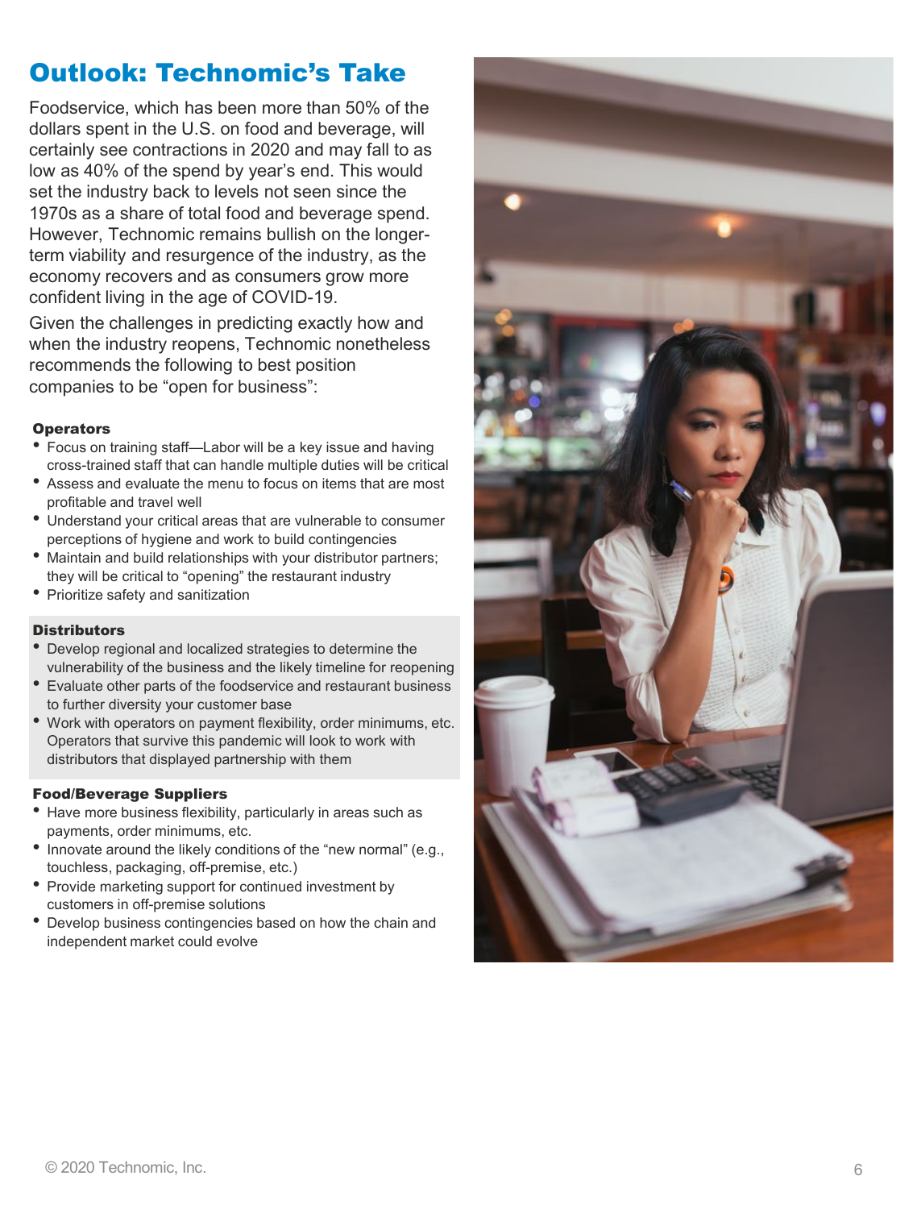# Outlook: Technomic's Take

Foodservice, which has been more than 50% of the dollars spent in the U.S. on food and beverage, will certainly see contractions in 2020 and may fall to as low as 40% of the spend by year's end. This would set the industry back to levels not seen since the 1970s as a share of total food and beverage spend. However, Technomic remains bullish on the longer-term viability and resurgence of the industry, as the economy recovers and as consumers grow more confident living in the age of COVID-19.

Given the challenges in predicting exactly how and when the industry reopens, Technomic nonetheless recommends the following to best position companies to be "open for business":

### Operators

- Focus on training staff—Labor will be a key issue and having cross-trained staff that can handle multiple duties will be critical
- Assess and evaluate the menu to focus on items that are most profitable and travel well
- Understand your critical areas that are vulnerable to consumer perceptions of hygiene and work to build contingencies
- Maintain and build relationships with your distributor partners; they will be critical to "opening" the restaurant industry
- Prioritize safety and sanitization

### Distributors

- Develop regional and localized strategies to determine the vulnerability of the business and the likely timeline for reopening
- Evaluate other parts of the foodservice and restaurant business to further diversity your customer base
- Work with operators on payment flexibility, order minimums, etc. Operators that survive this pandemic will look to work with distributors that displayed partnership with them

### Food/Beverage Suppliers

- Have more business flexibility, particularly in areas such as payments, order minimums, etc.
- Innovate around the likely conditions of the "new normal" (e.g., touchless, packaging, off-premise, etc.)
- Provide marketing support for continued investment by customers in off-premise solutions
- Develop business contingencies based on how the chain and independent market could evolve

© 2020 Technomic, Inc.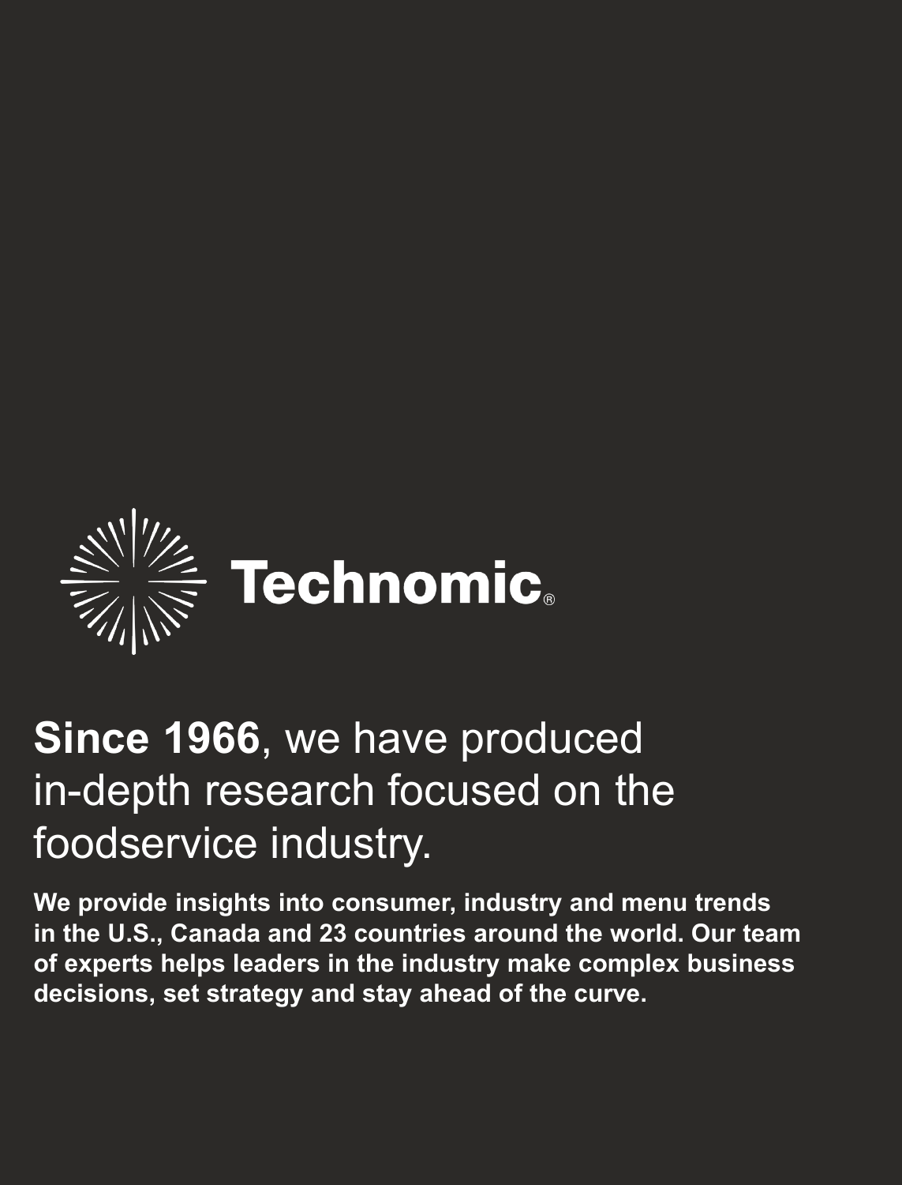Technomic®

**Since 1966**, we have produced in-depth research focused on the foodservice industry.

**We provide insights into consumer, industry and menu trends in the U.S., Canada and 23 countries around the world. Our team of experts helps leaders in the industry make complex business decisions, set strategy and stay ahead of the curve.**